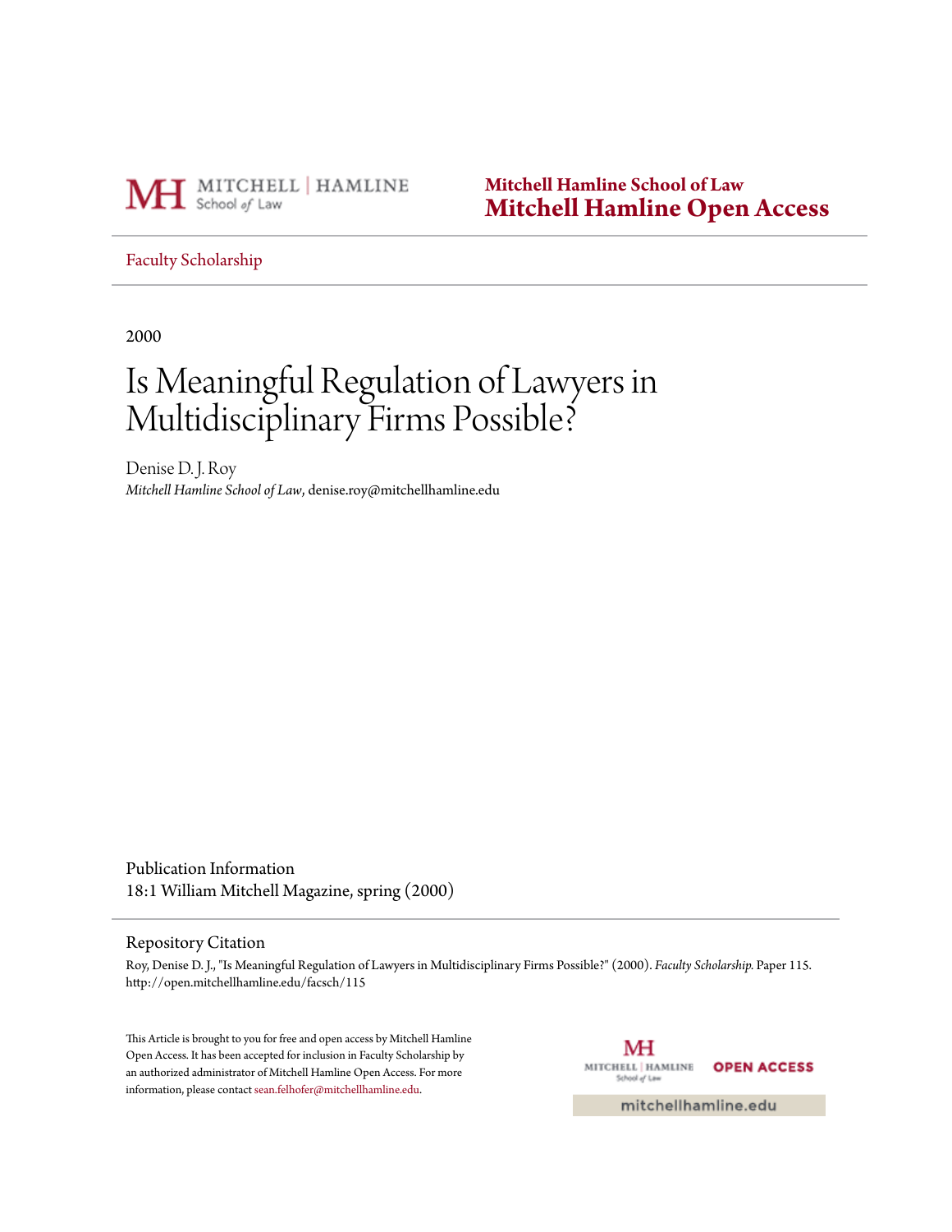Mitchell Hamline School of Law

**Mitchell Hamline Open Access**

Faculty Scholarship

2000

# Is Meaningful Regulation of Lawyers in Multidisciplinary Firms Possible?

Denise D. J. Roy

*Mitchell Hamline School of Law*, denise.roy@mitchellhamline.edu

Publication Information

18:1 William Mitchell Magazine, spring (2000)

Repository Citation

Roy, Denise D. J., "Is Meaningful Regulation of Lawyers in Multidisciplinary Firms Possible?" (2000). *Faculty Scholarship.* Paper 115. http://open.mitchellhamline.edu/facsch/115

This Article is brought to you for free and open access by Mitchell Hamline Open Access. It has been accepted for inclusion in Faculty Scholarship by an authorized administrator of Mitchell Hamline Open Access. For more information, please contact sean.felhofer@mitchellhamline.edu.

mitchellhamline.edu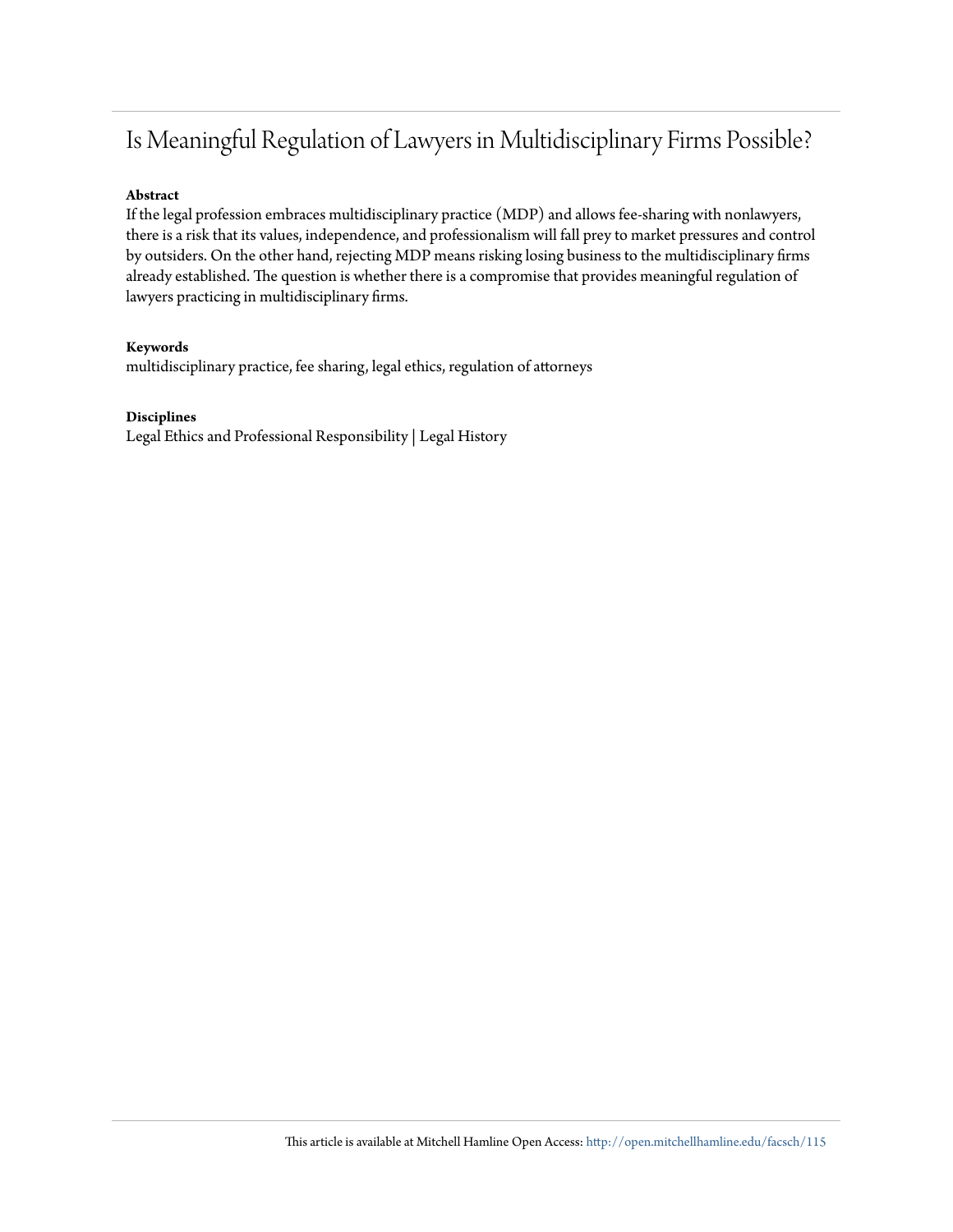# Is Meaningful Regulation of Lawyers in Multidisciplinary Firms Possible?

**Abstract**

If the legal profession embraces multidisciplinary practice (MDP) and allows fee-sharing with nonlawyers, there is a risk that its values, independence, and professionalism will fall prey to market pressures and control by outsiders. On the other hand, rejecting MDP means risking losing business to the multidisciplinary firms already established. The question is whether there is a compromise that provides meaningful regulation of lawyers practicing in multidisciplinary firms.

**Keywords**

multidisciplinary practice, fee sharing, legal ethics, regulation of attorneys

**Disciplines**

Legal Ethics and Professional Responsibility | Legal History

This article is available at Mitchell Hamline Open Access: http://open.mitchellhamline.edu/facsch/115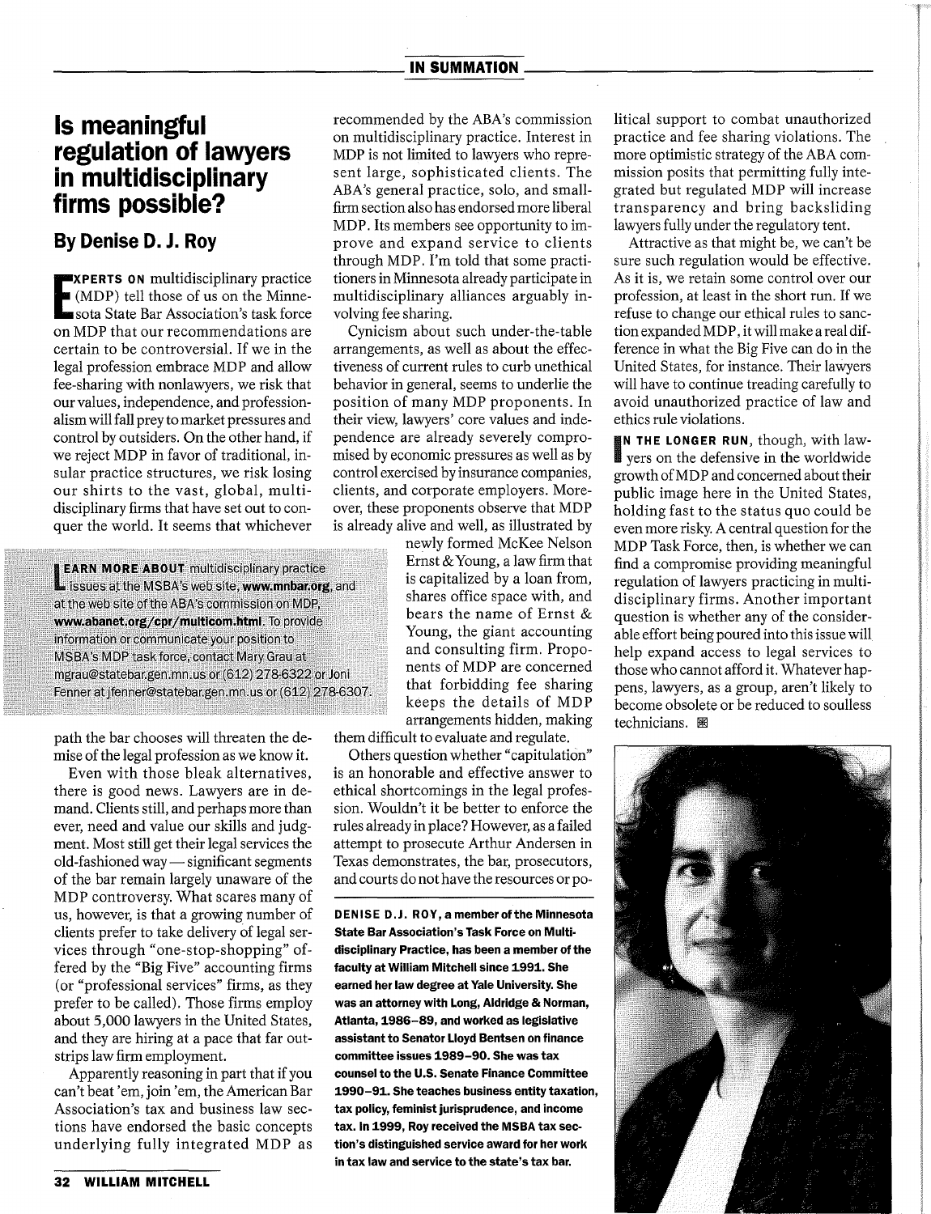# Is meaningful regulation of lawyers in multidisciplinary firms possible?

## By Denise D. J. Roy

**EXPERTS ON** multidisciplinary practice (MDP) tell those of us on the Minnesota State Bar Association's task force on MDP that our recommendations are certain to be controversial. If we in the legal profession embrace MDP and allow fee-sharing with nonlawyers, we risk that our values, independence, and professionalism will fall prey to market pressures and control by outsiders. On the other hand, if we reject MDP in favor of traditional, insular practice structures, we risk losing our shirts to the vast, global, multidisciplinary firms that have set out to conquer the world. It seems that whichever path the bar chooses will threaten the demise of the legal profession as we know it.

Even with those bleak alternatives, there is good news. Lawyers are in demand. Clients still, and perhaps more than ever, need and value our skills and judgment. Most still get their legal services the old-fashioned way — significant segments of the bar remain largely unaware of the MDP controversy. What scares many of us, however, is that a growing number of clients prefer to take delivery of legal services through "one-stop-shopping" offered by the "Big Five" accounting firms (or "professional services" firms, as they prefer to be called). Those firms employ about 5,000 lawyers in the United States, and they are hiring at a pace that far outstrips law firm employment.

Apparently reasoning in part that if you can't beat 'em, join 'em, the American Bar Association's tax and business law sections have endorsed the basic concepts underlying fully integrated MDP as recommended by the ABA's commission on multidisciplinary practice. Interest in MDP is not limited to lawyers who represent large, sophisticated clients. The ABA's general practice, solo, and small-firm section also has endorsed more liberal MDP. Its members see opportunity to improve and expand service to clients through MDP. I'm told that some practitioners in Minnesota already participate in multidisciplinary alliances arguably involving fee sharing.

Cynicism about such under-the-table arrangements, as well as about the effectiveness of current rules to curb unethical behavior in general, seems to underlie the position of many MDP proponents. In their view, lawyers' core values and independence are already severely compromised by economic pressures as well as by control exercised by insurance companies, clients, and corporate employers. Moreover, these proponents observe that MDP is already alive and well, as illustrated by newly formed McKee Nelson Ernst & Young, a law firm that is capitalized by a loan from, shares office space with, and bears the name of Ernst & Young, the giant accounting and consulting firm. Proponents of MDP are concerned that forbidding fee sharing keeps the details of MDP arrangements hidden, making them difficult to evaluate and regulate.

Others question whether "capitulation" is an honorable and effective answer to ethical shortcomings in the legal profession. Wouldn't it be better to enforce the rules already in place? However, as a failed attempt to prosecute Arthur Andersen in Texas demonstrates, the bar, prosecutors, and courts do not have the resources or political support to combat unauthorized practice and fee sharing violations. The more optimistic strategy of the ABA commission posits that permitting fully integrated but regulated MDP will increase transparency and bring backsliding lawyers fully under the regulatory tent.

Attractive as that might be, we can't be sure such regulation would be effective. As it is, we retain some control over our profession, at least in the short run. If we refuse to change our ethical rules to sanction expanded MDP, it will make a real difference in what the Big Five can do in the United States, for instance. Their lawyers will have to continue treading carefully to avoid unauthorized practice of law and ethics rule violations.

**IN THE LONGER RUN**, though, with lawyers on the defensive in the worldwide growth of MDP and concerned about their public image here in the United States, holding fast to the status quo could be even more risky. A central question for the MDP Task Force, then, is whether we can find a compromise providing meaningful regulation of lawyers practicing in multidisciplinary firms. Another important question is whether any of the considerable effort being poured into this issue will help expand access to legal services to those who cannot afford it. Whatever happens, lawyers, as a group, aren't likely to become obsolete or be reduced to soulless technicians.

**LEARN MORE ABOUT** multidisciplinary practice issues at the MSBA's web site, **www.mnbar.org**, and at the web site of the ABA's commission on MDP, **www.abanet.org/cpr/multicom.html**. To provide information or communicate your position to MSBA's MDP task force, contact Mary Grau at mgrau@statebar.gen.mn.us or (612) 278-6322 or Joni Fenner at jfenner@statebar.gen.mn.us or (612) 278-6307.

**DENISE D.J. ROY, a member of the Minnesota State Bar Association's Task Force on Multidisciplinary Practice, has been a member of the faculty at William Mitchell since 1991. She earned her law degree at Yale University. She was an attorney with Long, Aldridge & Norman, Atlanta, 1986–89, and worked as legislative assistant to Senator Lloyd Bentsen on finance committee issues 1989–90. She was tax counsel to the U.S. Senate Finance Committee 1990–91. She teaches business entity taxation, tax policy, feminist jurisprudence, and income tax. In 1999, Roy received the MSBA tax section's distinguished service award for her work in tax law and service to the state's tax bar.**